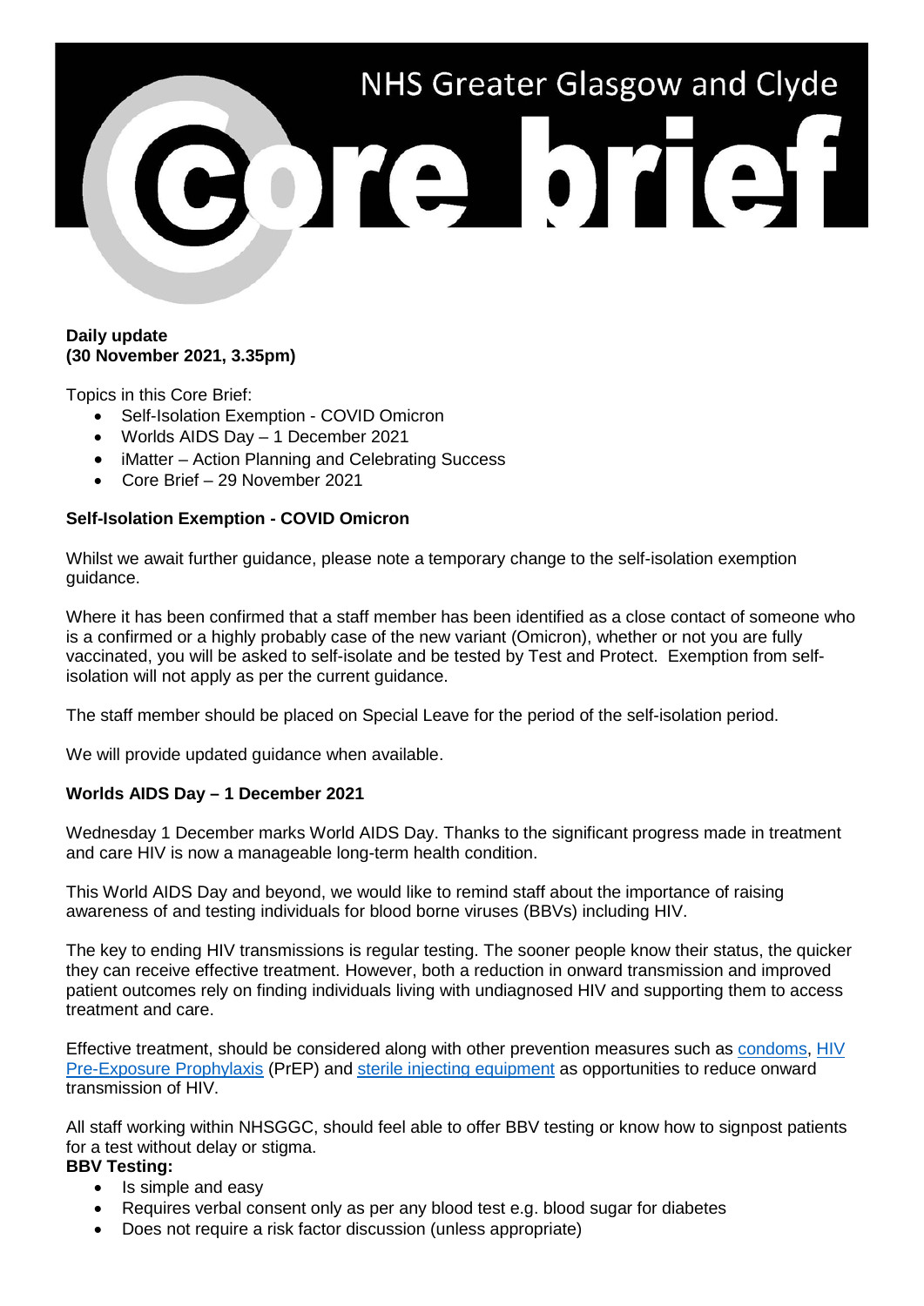# NHS Greater Glasgow and Clyde Core brief

**Daily update**
**(30 November 2021, 3.35pm)**

Topics in this Core Brief:

- Self-Isolation Exemption - COVID Omicron
- Worlds AIDS Day – 1 December 2021
- iMatter – Action Planning and Celebrating Success
- Core Brief – 29 November 2021

**Self-Isolation Exemption - COVID Omicron**

Whilst we await further guidance, please note a temporary change to the self-isolation exemption guidance.

Where it has been confirmed that a staff member has been identified as a close contact of someone who is a confirmed or a highly probably case of the new variant (Omicron), whether or not you are fully vaccinated, you will be asked to self-isolate and be tested by Test and Protect. Exemption from self-isolation will not apply as per the current guidance.

The staff member should be placed on Special Leave for the period of the self-isolation period.

We will provide updated guidance when available.

**Worlds AIDS Day – 1 December 2021**

Wednesday 1 December marks World AIDS Day. Thanks to the significant progress made in treatment and care HIV is now a manageable long-term health condition.

This World AIDS Day and beyond, we would like to remind staff about the importance of raising awareness of and testing individuals for blood borne viruses (BBVs) including HIV.

The key to ending HIV transmissions is regular testing. The sooner people know their status, the quicker they can receive effective treatment. However, both a reduction in onward transmission and improved patient outcomes rely on finding individuals living with undiagnosed HIV and supporting them to access treatment and care.

Effective treatment, should be considered along with other prevention measures such as condoms, HIV Pre-Exposure Prophylaxis (PrEP) and sterile injecting equipment as opportunities to reduce onward transmission of HIV.

All staff working within NHSGGC, should feel able to offer BBV testing or know how to signpost patients for a test without delay or stigma.

**BBV Testing:**

- Is simple and easy
- Requires verbal consent only as per any blood test e.g. blood sugar for diabetes
- Does not require a risk factor discussion (unless appropriate)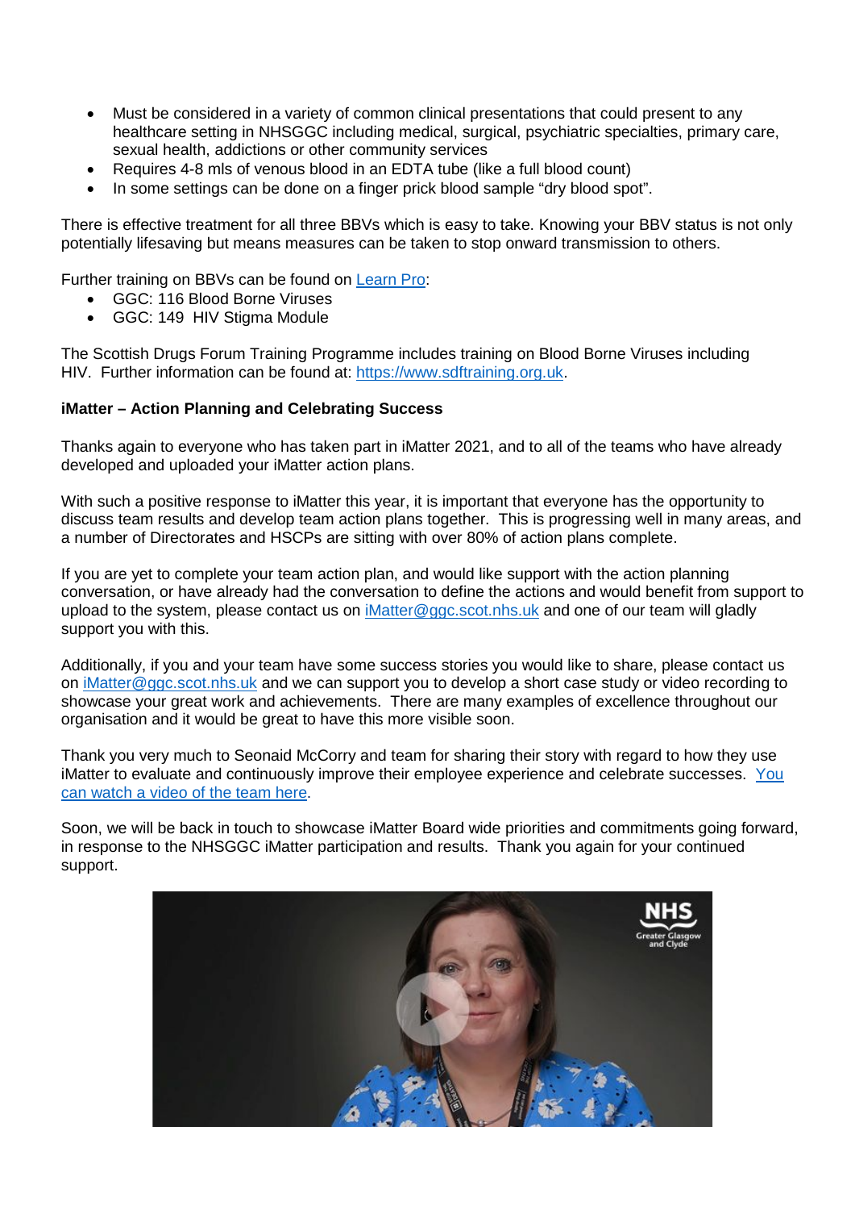- Must be considered in a variety of common clinical presentations that could present to any healthcare setting in NHSGGC including medical, surgical, psychiatric specialties, primary care, sexual health, addictions or other community services
- Requires 4-8 mls of venous blood in an EDTA tube (like a full blood count)
- In some settings can be done on a finger prick blood sample "dry blood spot".

There is effective treatment for all three BBVs which is easy to take. Knowing your BBV status is not only potentially lifesaving but means measures can be taken to stop onward transmission to others.

Further training on BBVs can be found on [Learn Pro](#):

- GGC: 116 Blood Borne Viruses
- GGC: 149 HIV Stigma Module

The Scottish Drugs Forum Training Programme includes training on Blood Borne Viruses including HIV. Further information can be found at: [https://www.sdftraining.org.uk](https://www.sdftraining.org.uk).

**iMatter – Action Planning and Celebrating Success**

Thanks again to everyone who has taken part in iMatter 2021, and to all of the teams who have already developed and uploaded your iMatter action plans.

With such a positive response to iMatter this year, it is important that everyone has the opportunity to discuss team results and develop team action plans together. This is progressing well in many areas, and a number of Directorates and HSCPs are sitting with over 80% of action plans complete.

If you are yet to complete your team action plan, and would like support with the action planning conversation, or have already had the conversation to define the actions and would benefit from support to upload to the system, please contact us on [iMatter@ggc.scot.nhs.uk](mailto:iMatter@ggc.scot.nhs.uk) and one of our team will gladly support you with this.

Additionally, if you and your team have some success stories you would like to share, please contact us on [iMatter@ggc.scot.nhs.uk](mailto:iMatter@ggc.scot.nhs.uk) and we can support you to develop a short case study or video recording to showcase your great work and achievements. There are many examples of excellence throughout our organisation and it would be great to have this more visible soon.

Thank you very much to Seonaid McCorry and team for sharing their story with regard to how they use iMatter to evaluate and continuously improve their employee experience and celebrate successes. [You can watch a video of the team here](#).

Soon, we will be back in touch to showcase iMatter Board wide priorities and commitments going forward, in response to the NHSGGC iMatter participation and results. Thank you again for your continued support.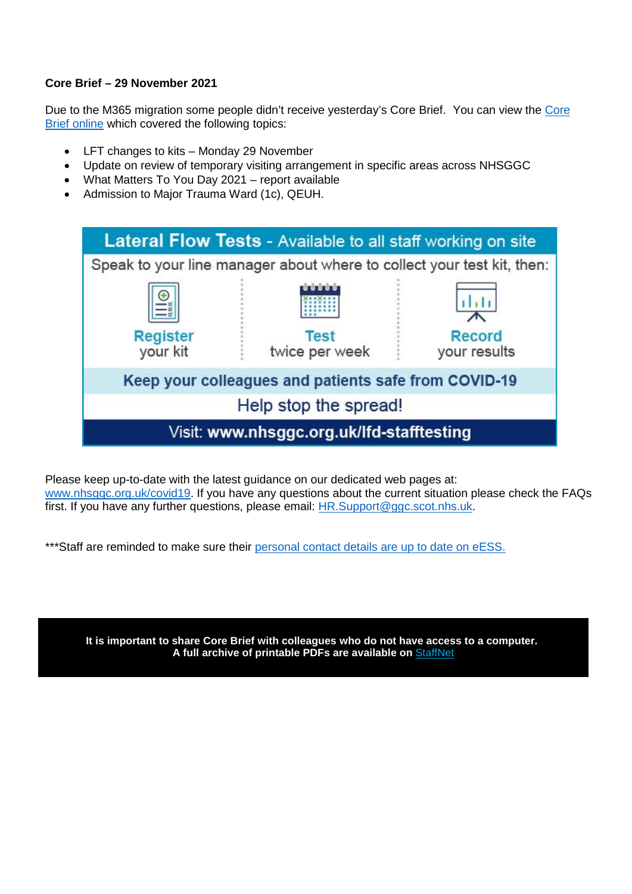**Core Brief – 29 November 2021**

Due to the M365 migration some people didn't receive yesterday's Core Brief. You can view the Core Brief online which covered the following topics:

- LFT changes to kits – Monday 29 November
- Update on review of temporary visiting arrangement in specific areas across NHSGGC
- What Matters To You Day 2021 – report available
- Admission to Major Trauma Ward (1c), QEUH.

**Lateral Flow Tests** - Available to all staff working on site

Speak to your line manager about where to collect your test kit, then:

**Register** your kit

**Test** twice per week

**Record** your results

**Keep your colleagues and patients safe from COVID-19**

Help stop the spread!

Visit: **www.nhsggc.org.uk/lfd-stafftesting**

Please keep up-to-date with the latest guidance on our dedicated web pages at: www.nhsggc.org.uk/covid19. If you have any questions about the current situation please check the FAQs first. If you have any further questions, please email: HR.Support@ggc.scot.nhs.uk.

***Staff are reminded to make sure their personal contact details are up to date on eESS.

**It is important to share Core Brief with colleagues who do not have access to a computer.**
**A full archive of printable PDFs are available on** StaffNet